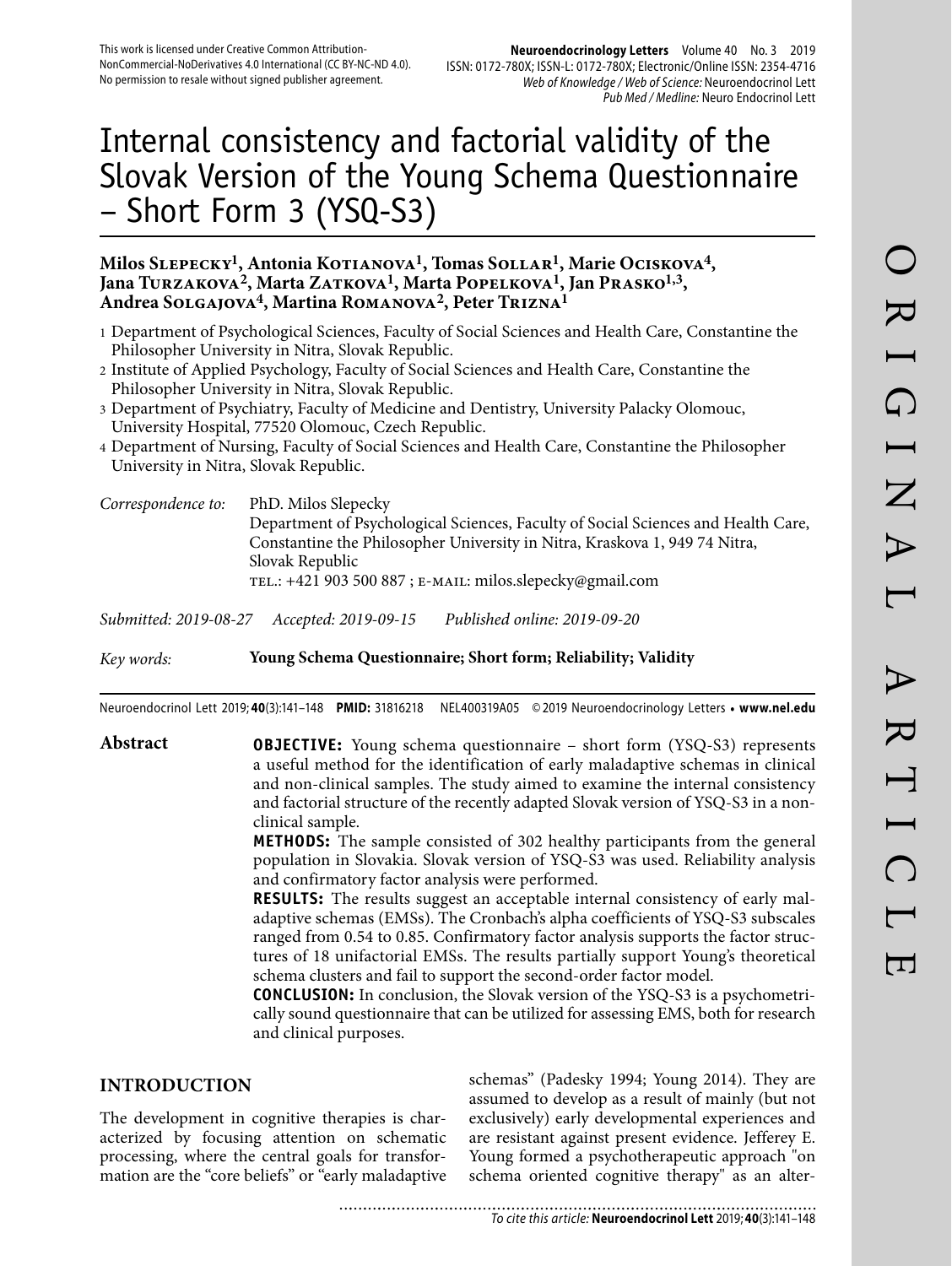This work is licensed under Creative Common Attribution-NonCommercial-NoDerivatives 4.0 International (CC BY-NC-ND 4.0). No permission to resale without signed publisher agreement.

# Internal consistency and factorial validity of the Slovak Version of the Young Schema Questionnaire – Short Form 3 (YSQ-S3)

**Milos Slepecky[1], Antonia Kotianova[1], Tomas Sollar[1], Marie Ociskova[4], Jana Turzakova[2], Marta Zatkova[1], Marta Popelkova[1], Jan Prasko[1,3], Andrea Solgajova[4], Martina Romanova[2], Peter Trizna[1]**

1 Department of Psychological Sciences, Faculty of Social Sciences and Health Care, Constantine the Philosopher University in Nitra, Slovak Republic.
2 Institute of Applied Psychology, Faculty of Social Sciences and Health Care, Constantine the Philosopher University in Nitra, Slovak Republic.
3 Department of Psychiatry, Faculty of Medicine and Dentistry, University Palacky Olomouc, University Hospital, 77520 Olomouc, Czech Republic.
4 Department of Nursing, Faculty of Social Sciences and Health Care, Constantine the Philosopher University in Nitra, Slovak Republic.

*Correspondence to:* PhD. Milos Slepecky
Department of Psychological Sciences, Faculty of Social Sciences and Health Care, Constantine the Philosopher University in Nitra, Kraskova 1, 949 74 Nitra, Slovak Republic
TEL.: +421 903 500 887 ; E-MAIL: milos.slepecky@gmail.com

*Submitted: 2019-08-27 Accepted: 2019-09-15 Published online: 2019-09-20*

*Key words:* **Young Schema Questionnaire; Short form; Reliability; Validity**

Neuroendocrinol Lett 2019; **40**(3):141–148 **PMID:** 31816218 NEL400319A05 © 2019 Neuroendocrinology Letters • **www.nel.edu**

## Abstract

**OBJECTIVE:** Young schema questionnaire – short form (YSQ-S3) represents a useful method for the identification of early maladaptive schemas in clinical and non-clinical samples. The study aimed to examine the internal consistency and factorial structure of the recently adapted Slovak version of YSQ-S3 in a non-clinical sample.

**METHODS:** The sample consisted of 302 healthy participants from the general population in Slovakia. Slovak version of YSQ-S3 was used. Reliability analysis and confirmatory factor analysis were performed.

**RESULTS:** The results suggest an acceptable internal consistency of early maladaptive schemas (EMSs). The Cronbach's alpha coefficients of YSQ-S3 subscales ranged from 0.54 to 0.85. Confirmatory factor analysis supports the factor structures of 18 unifactorial EMSs. The results partially support Young's theoretical schema clusters and fail to support the second-order factor model.

**CONCLUSION:** In conclusion, the Slovak version of the YSQ-S3 is a psychometrically sound questionnaire that can be utilized for assessing EMS, both for research and clinical purposes.

## INTRODUCTION

The development in cognitive therapies is characterized by focusing attention on schematic processing, where the central goals for transformation are the "core beliefs" or "early maladaptive schemas" (Padesky 1994; Young 2014). They are assumed to develop as a result of mainly (but not exclusively) early developmental experiences and are resistant against present evidence. Jefferey E. Young formed a psychotherapeutic approach "on schema oriented cognitive therapy" as an alter-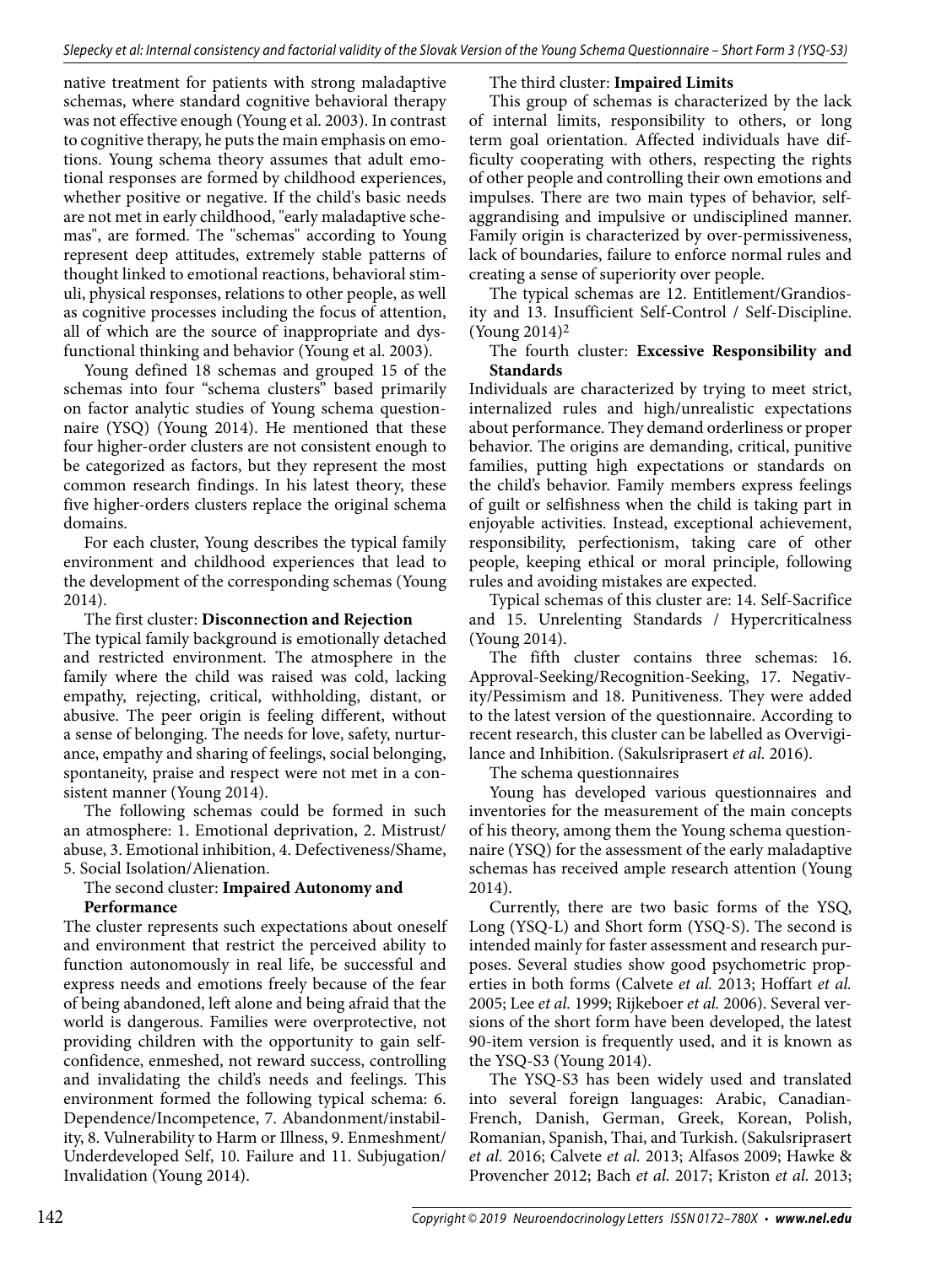native treatment for patients with strong maladaptive schemas, where standard cognitive behavioral therapy was not effective enough (Young et al. 2003). In contrast to cognitive therapy, he puts the main emphasis on emotions. Young schema theory assumes that adult emotional responses are formed by childhood experiences, whether positive or negative. If the child's basic needs are not met in early childhood, "early maladaptive schemas", are formed. The "schemas" according to Young represent deep attitudes, extremely stable patterns of thought linked to emotional reactions, behavioral stimuli, physical responses, relations to other people, as well as cognitive processes including the focus of attention, all of which are the source of inappropriate and dysfunctional thinking and behavior (Young et al. 2003).

Young defined 18 schemas and grouped 15 of the schemas into four "schema clusters" based primarily on factor analytic studies of Young schema questionnaire (YSQ) (Young 2014). He mentioned that these four higher-order clusters are not consistent enough to be categorized as factors, but they represent the most common research findings. In his latest theory, these five higher-orders clusters replace the original schema domains.

For each cluster, Young describes the typical family environment and childhood experiences that lead to the development of the corresponding schemas (Young 2014).

The first cluster: **Disconnection and Rejection**

The typical family background is emotionally detached and restricted environment. The atmosphere in the family where the child was raised was cold, lacking empathy, rejecting, critical, withholding, distant, or abusive. The peer origin is feeling different, without a sense of belonging. The needs for love, safety, nurturance, empathy and sharing of feelings, social belonging, spontaneity, praise and respect were not met in a consistent manner (Young 2014).

The following schemas could be formed in such an atmosphere: 1. Emotional deprivation, 2. Mistrust/abuse, 3. Emotional inhibition, 4. Defectiveness/Shame, 5. Social Isolation/Alienation.

The second cluster: **Impaired Autonomy and Performance**

The cluster represents such expectations about oneself and environment that restrict the perceived ability to function autonomously in real life, be successful and express needs and emotions freely because of the fear of being abandoned, left alone and being afraid that the world is dangerous. Families were overprotective, not providing children with the opportunity to gain self-confidence, enmeshed, not reward success, controlling and invalidating the child's needs and feelings. This environment formed the following typical schema: 6. Dependence/Incompetence, 7. Abandonment/instability, 8. Vulnerability to Harm or Illness, 9. Enmeshment/Underdeveloped Self, 10. Failure and 11. Subjugation/Invalidation (Young 2014).

The third cluster: **Impaired Limits**

This group of schemas is characterized by the lack of internal limits, responsibility to others, or long term goal orientation. Affected individuals have difficulty cooperating with others, respecting the rights of other people and controlling their own emotions and impulses. There are two main types of behavior, self-aggrandising and impulsive or undisciplined manner. Family origin is characterized by over-permissiveness, lack of boundaries, failure to enforce normal rules and creating a sense of superiority over people.

The typical schemas are 12. Entitlement/Grandiosity and 13. Insufficient Self-Control / Self-Discipline. (Young 2014)[2]

The fourth cluster: **Excessive Responsibility and Standards**

Individuals are characterized by trying to meet strict, internalized rules and high/unrealistic expectations about performance. They demand orderliness or proper behavior. The origins are demanding, critical, punitive families, putting high expectations or standards on the child's behavior. Family members express feelings of guilt or selfishness when the child is taking part in enjoyable activities. Instead, exceptional achievement, responsibility, perfectionism, taking care of other people, keeping ethical or moral principle, following rules and avoiding mistakes are expected.

Typical schemas of this cluster are: 14. Self-Sacrifice and 15. Unrelenting Standards / Hypercriticalness (Young 2014).

The fifth cluster contains three schemas: 16. Approval-Seeking/Recognition-Seeking, 17. Negativity/Pessimism and 18. Punitiveness. They were added to the latest version of the questionnaire. According to recent research, this cluster can be labelled as Overvigilance and Inhibition. (Sakulsriprasert *et al.* 2016).

The schema questionnaires

Young has developed various questionnaires and inventories for the measurement of the main concepts of his theory, among them the Young schema questionnaire (YSQ) for the assessment of the early maladaptive schemas has received ample research attention (Young 2014).

Currently, there are two basic forms of the YSQ, Long (YSQ-L) and Short form (YSQ-S). The second is intended mainly for faster assessment and research purposes. Several studies show good psychometric properties in both forms (Calvete *et al.* 2013; Hoffart *et al.* 2005; Lee *et al.* 1999; Rijkeboer *et al.* 2006). Several versions of the short form have been developed, the latest 90-item version is frequently used, and it is known as the YSQ-S3 (Young 2014).

The YSQ-S3 has been widely used and translated into several foreign languages: Arabic, Canadian-French, Danish, German, Greek, Korean, Polish, Romanian, Spanish, Thai, and Turkish. (Sakulsriprasert *et al.* 2016; Calvete *et al.* 2013; Alfasos 2009; Hawke & Provencher 2012; Bach *et al.* 2017; Kriston *et al.* 2013;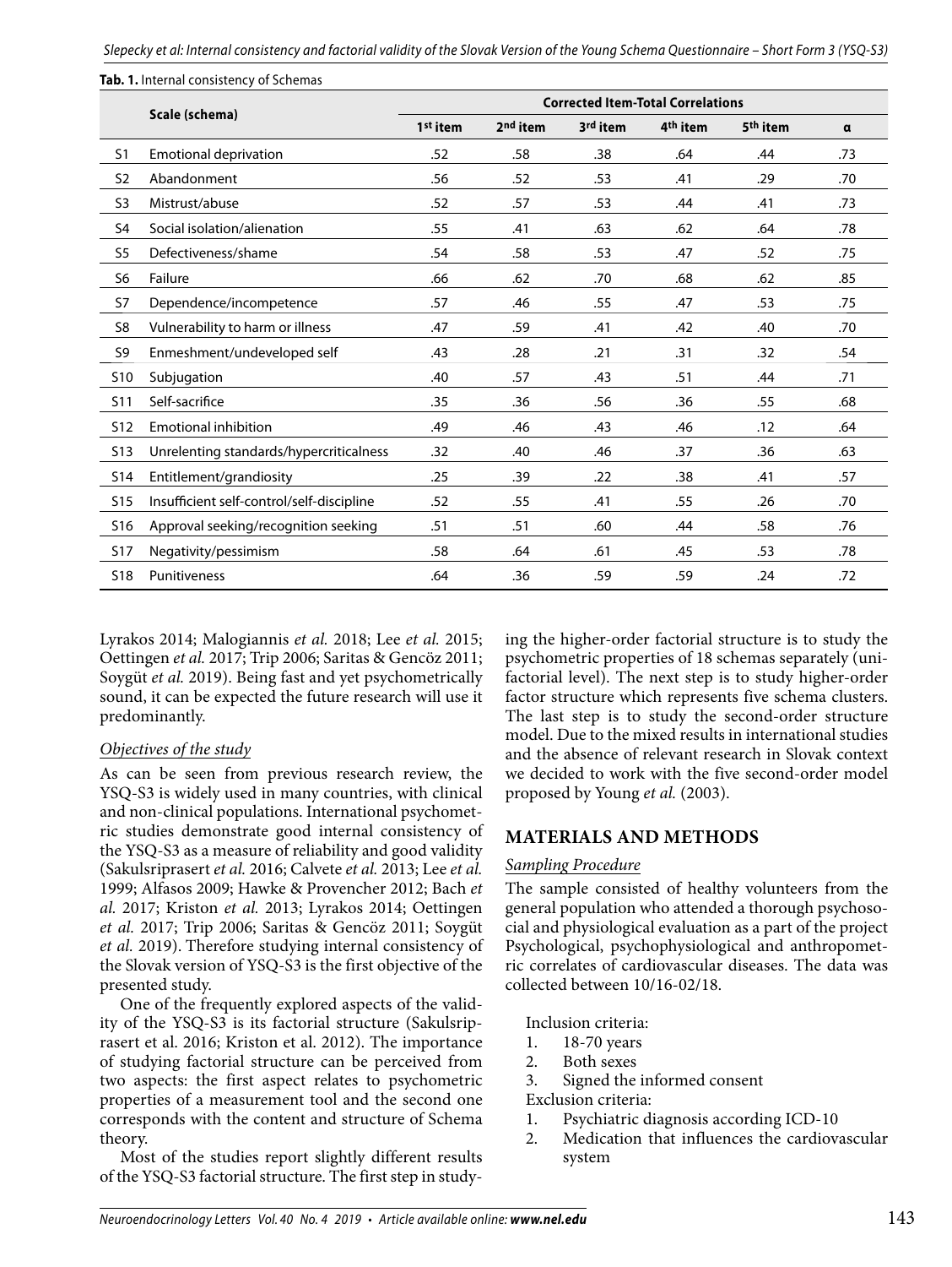**Tab. 1.** Internal consistency of Schemas

| | Scale (schema) | Corrected Item-Total Correlations | | | | | |
|---|---|---|---|---|---|---|---|
| | | 1st item | 2nd item | 3rd item | 4th item | 5th item | α |
| S1 | Emotional deprivation | .52 | .58 | .38 | .64 | .44 | .73 |
| S2 | Abandonment | .56 | .52 | .53 | .41 | .29 | .70 |
| S3 | Mistrust/abuse | .52 | .57 | .53 | .44 | .41 | .73 |
| S4 | Social isolation/alienation | .55 | .41 | .63 | .62 | .64 | .78 |
| S5 | Defectiveness/shame | .54 | .58 | .53 | .47 | .52 | .75 |
| S6 | Failure | .66 | .62 | .70 | .68 | .62 | .85 |
| S7 | Dependence/incompetence | .57 | .46 | .55 | .47 | .53 | .75 |
| S8 | Vulnerability to harm or illness | .47 | .59 | .41 | .42 | .40 | .70 |
| S9 | Enmeshment/undeveloped self | .43 | .28 | .21 | .31 | .32 | .54 |
| S10 | Subjugation | .40 | .57 | .43 | .51 | .44 | .71 |
| S11 | Self-sacrifice | .35 | .36 | .56 | .36 | .55 | .68 |
| S12 | Emotional inhibition | .49 | .46 | .43 | .46 | .12 | .64 |
| S13 | Unrelenting standards/hypercriticalness | .32 | .40 | .46 | .37 | .36 | .63 |
| S14 | Entitlement/grandiosity | .25 | .39 | .22 | .38 | .41 | .57 |
| S15 | Insufficient self-control/self-discipline | .52 | .55 | .41 | .55 | .26 | .70 |
| S16 | Approval seeking/recognition seeking | .51 | .51 | .60 | .44 | .58 | .76 |
| S17 | Negativity/pessimism | .58 | .64 | .61 | .45 | .53 | .78 |
| S18 | Punitiveness | .64 | .36 | .59 | .59 | .24 | .72 |

Lyrakos 2014; Malogiannis *et al.* 2018; Lee *et al.* 2015; Oettingen *et al.* 2017; Trip 2006; Saritas & Gencöz 2011; Soygüt *et al.* 2019). Being fast and yet psychometrically sound, it can be expected the future research will use it predominantly.

*Objectives of the study*

As can be seen from previous research review, the YSQ-S3 is widely used in many countries, with clinical and non-clinical populations. International psychometric studies demonstrate good internal consistency of the YSQ-S3 as a measure of reliability and good validity (Sakulsriprasert *et al.* 2016; Calvete *et al.* 2013; Lee *et al.* 1999; Alfasos 2009; Hawke & Provencher 2012; Bach *et al.* 2017; Kriston *et al.* 2013; Lyrakos 2014; Oettingen *et al.* 2017; Trip 2006; Saritas & Gencöz 2011; Soygüt *et al.* 2019). Therefore studying internal consistency of the Slovak version of YSQ-S3 is the first objective of the presented study.

One of the frequently explored aspects of the validity of the YSQ-S3 is its factorial structure (Sakulsriprasert et al. 2016; Kriston et al. 2012). The importance of studying factorial structure can be perceived from two aspects: the first aspect relates to psychometric properties of a measurement tool and the second one corresponds with the content and structure of Schema theory.

Most of the studies report slightly different results of the YSQ-S3 factorial structure. The first step in studying the higher-order factorial structure is to study the psychometric properties of 18 schemas separately (unifactorial level). The next step is to study higher-order factor structure which represents five schema clusters. The last step is to study the second-order structure model. Due to the mixed results in international studies and the absence of relevant research in Slovak context we decided to work with the five second-order model proposed by Young *et al.* (2003).

## MATERIALS AND METHODS

*Sampling Procedure*

The sample consisted of healthy volunteers from the general population who attended a thorough psychosocial and physiological evaluation as a part of the project Psychological, psychophysiological and anthropometric correlates of cardiovascular diseases. The data was collected between 10/16-02/18.

Inclusion criteria:
1. 18-70 years
2. Both sexes
3. Signed the informed consent

Exclusion criteria:
1. Psychiatric diagnosis according ICD-10
2. Medication that influences the cardiovascular system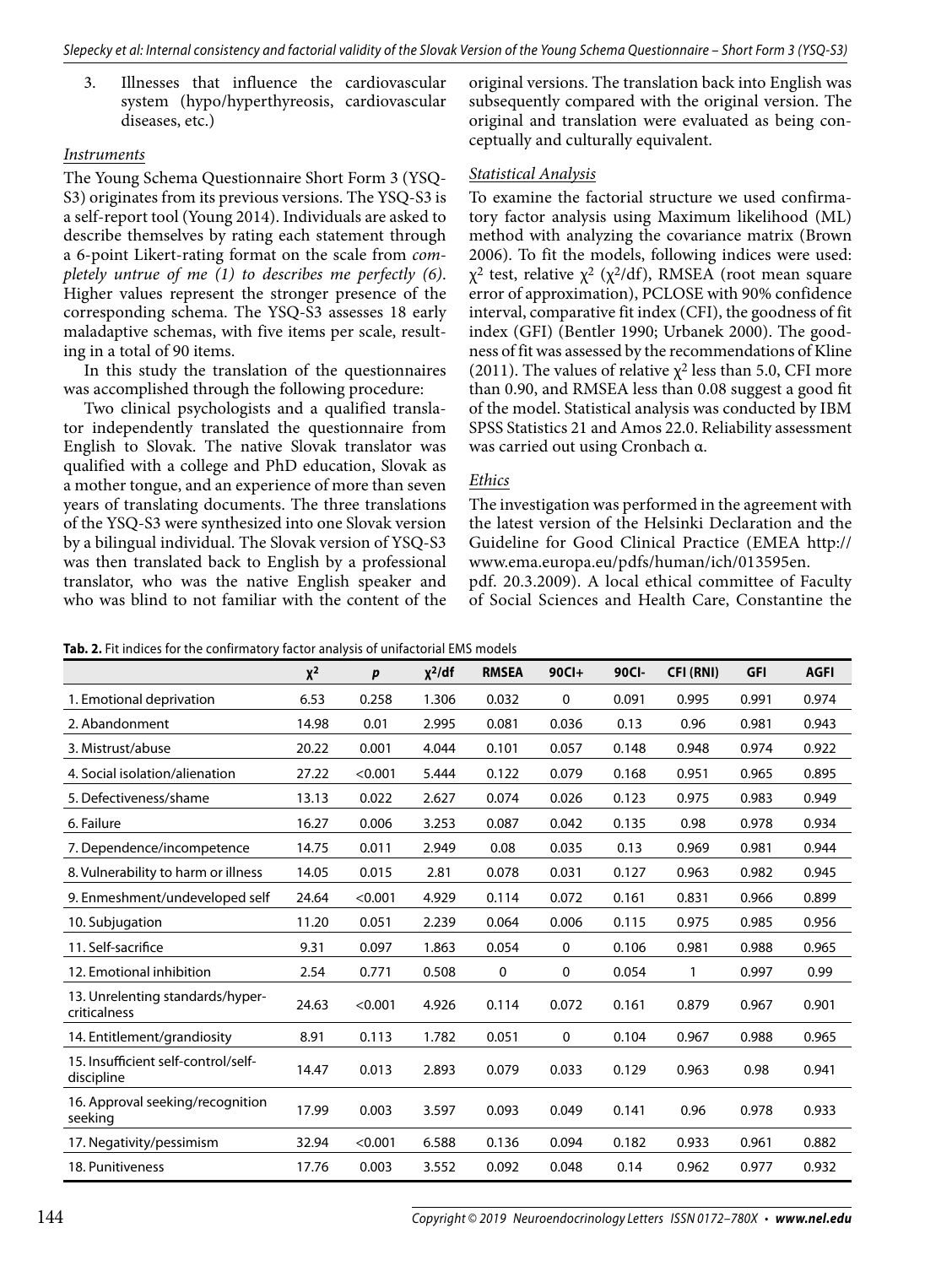3. Illnesses that influence the cardiovascular system (hypo/hyperthyreosis, cardiovascular diseases, etc.)

### *Instruments*

The Young Schema Questionnaire Short Form 3 (YSQ-S3) originates from its previous versions. The YSQ-S3 is a self-report tool (Young 2014). Individuals are asked to describe themselves by rating each statement through a 6-point Likert-rating format on the scale from *completely untrue of me (1) to describes me perfectly (6)*. Higher values represent the stronger presence of the corresponding schema. The YSQ-S3 assesses 18 early maladaptive schemas, with five items per scale, resulting in a total of 90 items.

In this study the translation of the questionnaires was accomplished through the following procedure:

Two clinical psychologists and a qualified translator independently translated the questionnaire from English to Slovak. The native Slovak translator was qualified with a college and PhD education, Slovak as a mother tongue, and an experience of more than seven years of translating documents. The three translations of the YSQ-S3 were synthesized into one Slovak version by a bilingual individual. The Slovak version of YSQ-S3 was then translated back to English by a professional translator, who was the native English speaker and who was blind to not familiar with the content of the original versions. The translation back into English was subsequently compared with the original version. The original and translation were evaluated as being conceptually and culturally equivalent.

### *Statistical Analysis*

To examine the factorial structure we used confirmatory factor analysis using Maximum likelihood (ML) method with analyzing the covariance matrix (Brown 2006). To fit the models, following indices were used: $\chi^2$ test, relative $\chi^2$ ($\chi^2$/df), RMSEA (root mean square error of approximation), PCLOSE with 90% confidence interval, comparative fit index (CFI), the goodness of fit index (GFI) (Bentler 1990; Urbanek 2000). The goodness of fit was assessed by the recommendations of Kline (2011). The values of relative $\chi^2$ less than 5.0, CFI more than 0.90, and RMSEA less than 0.08 suggest a good fit of the model. Statistical analysis was conducted by IBM SPSS Statistics 21 and Amos 22.0. Reliability assessment was carried out using Cronbach α.

### *Ethics*

The investigation was performed in the agreement with the latest version of the Helsinki Declaration and the Guideline for Good Clinical Practice (EMEA http://www.ema.europa.eu/pdfs/human/ich/013595en.pdf. 20.3.2009). A local ethical committee of Faculty of Social Sciences and Health Care, Constantine the

**Tab. 2.** Fit indices for the confirmatory factor analysis of unifactorial EMS models

| | $\chi^2$ | *p* | $\chi^2$/df | RMSEA | 90CI+ | 90CI- | CFI (RNI) | GFI | AGFI |
|---|---|---|---|---|---|---|---|---|---|
| 1. Emotional deprivation | 6.53 | 0.258 | 1.306 | 0.032 | 0 | 0.091 | 0.995 | 0.991 | 0.974 |
| 2. Abandonment | 14.98 | 0.01 | 2.995 | 0.081 | 0.036 | 0.13 | 0.96 | 0.981 | 0.943 |
| 3. Mistrust/abuse | 20.22 | 0.001 | 4.044 | 0.101 | 0.057 | 0.148 | 0.948 | 0.974 | 0.922 |
| 4. Social isolation/alienation | 27.22 | <0.001 | 5.444 | 0.122 | 0.079 | 0.168 | 0.951 | 0.965 | 0.895 |
| 5. Defectiveness/shame | 13.13 | 0.022 | 2.627 | 0.074 | 0.026 | 0.123 | 0.975 | 0.983 | 0.949 |
| 6. Failure | 16.27 | 0.006 | 3.253 | 0.087 | 0.042 | 0.135 | 0.98 | 0.978 | 0.934 |
| 7. Dependence/incompetence | 14.75 | 0.011 | 2.949 | 0.08 | 0.035 | 0.13 | 0.969 | 0.981 | 0.944 |
| 8. Vulnerability to harm or illness | 14.05 | 0.015 | 2.81 | 0.078 | 0.031 | 0.127 | 0.963 | 0.982 | 0.945 |
| 9. Enmeshment/undeveloped self | 24.64 | <0.001 | 4.929 | 0.114 | 0.072 | 0.161 | 0.831 | 0.966 | 0.899 |
| 10. Subjugation | 11.20 | 0.051 | 2.239 | 0.064 | 0.006 | 0.115 | 0.975 | 0.985 | 0.956 |
| 11. Self-sacrifice | 9.31 | 0.097 | 1.863 | 0.054 | 0 | 0.106 | 0.981 | 0.988 | 0.965 |
| 12. Emotional inhibition | 2.54 | 0.771 | 0.508 | 0 | 0 | 0.054 | 1 | 0.997 | 0.99 |
| 13. Unrelenting standards/hyper-criticalness | 24.63 | <0.001 | 4.926 | 0.114 | 0.072 | 0.161 | 0.879 | 0.967 | 0.901 |
| 14. Entitlement/grandiosity | 8.91 | 0.113 | 1.782 | 0.051 | 0 | 0.104 | 0.967 | 0.988 | 0.965 |
| 15. Insufficient self-control/self-discipline | 14.47 | 0.013 | 2.893 | 0.079 | 0.033 | 0.129 | 0.963 | 0.98 | 0.941 |
| 16. Approval seeking/recognition seeking | 17.99 | 0.003 | 3.597 | 0.093 | 0.049 | 0.141 | 0.96 | 0.978 | 0.933 |
| 17. Negativity/pessimism | 32.94 | <0.001 | 6.588 | 0.136 | 0.094 | 0.182 | 0.933 | 0.961 | 0.882 |
| 18. Punitiveness | 17.76 | 0.003 | 3.552 | 0.092 | 0.048 | 0.14 | 0.962 | 0.977 | 0.932 |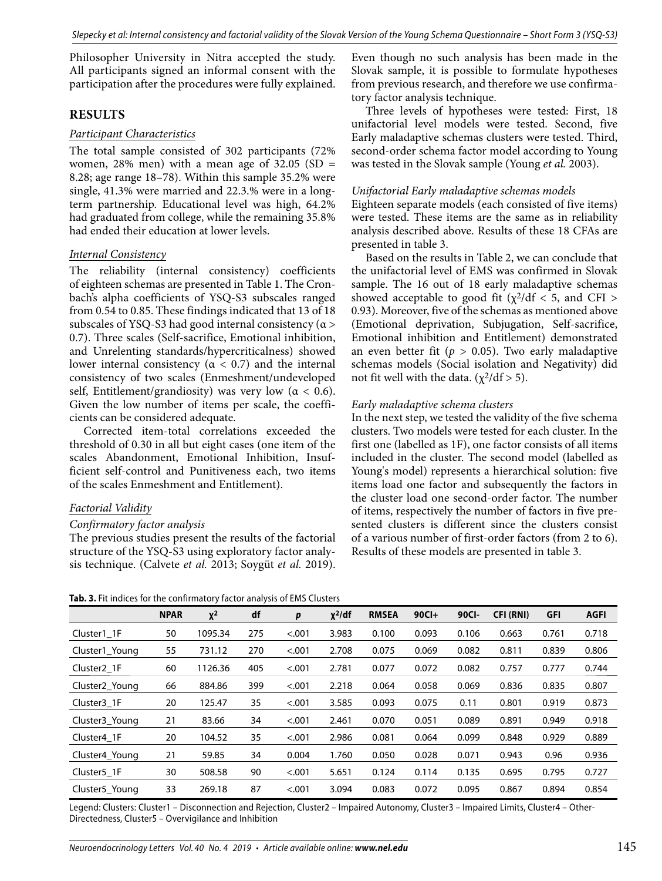Philosopher University in Nitra accepted the study. All participants signed an informal consent with the participation after the procedures were fully explained.

## RESULTS

### *Participant Characteristics*

The total sample consisted of 302 participants (72% women, 28% men) with a mean age of 32.05 (SD = 8.28; age range 18–78). Within this sample 35.2% were single, 41.3% were married and 22.3.% were in a long-term partnership. Educational level was high, 64.2% had graduated from college, while the remaining 35.8% had ended their education at lower levels.

### *Internal Consistency*

The reliability (internal consistency) coefficients of eighteen schemas are presented in Table 1. The Cronbach's alpha coefficients of YSQ-S3 subscales ranged from 0.54 to 0.85. These findings indicated that 13 of 18 subscales of YSQ-S3 had good internal consistency ($\alpha > 0.7$). Three scales (Self-sacrifice, Emotional inhibition, and Unrelenting standards/hypercriticalness) showed lower internal consistency ($\alpha < 0.7$) and the internal consistency of two scales (Enmeshment/undeveloped self, Entitlement/grandiosity) was very low ($\alpha < 0.6$). Given the low number of items per scale, the coefficients can be considered adequate.

Corrected item-total correlations exceeded the threshold of 0.30 in all but eight cases (one item of the scales Abandonment, Emotional Inhibition, Insufficient self-control and Punitiveness each, two items of the scales Enmeshment and Entitlement).

### *Factorial Validity*

#### *Confirmatory factor analysis*

The previous studies present the results of the factorial structure of the YSQ-S3 using exploratory factor analysis technique. (Calvete *et al.* 2013; Soygüt *et al.* 2019). Even though no such analysis has been made in the Slovak sample, it is possible to formulate hypotheses from previous research, and therefore we use confirmatory factor analysis technique.

Three levels of hypotheses were tested: First, 18 unifactorial level models were tested. Second, five Early maladaptive schemas clusters were tested. Third, second-order schema factor model according to Young was tested in the Slovak sample (Young *et al.* 2003).

#### *Unifactorial Early maladaptive schemas models*

Eighteen separate models (each consisted of five items) were tested. These items are the same as in reliability analysis described above. Results of these 18 CFAs are presented in table 3.

Based on the results in Table 2, we can conclude that the unifactorial level of EMS was confirmed in Slovak sample. The 16 out of 18 early maladaptive schemas showed acceptable to good fit ($\chi^2/df < 5$, and CFI > 0.93). Moreover, five of the schemas as mentioned above (Emotional deprivation, Subjugation, Self-sacrifice, Emotional inhibition and Entitlement) demonstrated an even better fit ($p > 0.05$). Two early maladaptive schemas models (Social isolation and Negativity) did not fit well with the data. ($\chi^2/df > 5$).

#### *Early maladaptive schema clusters*

In the next step, we tested the validity of the five schema clusters. Two models were tested for each cluster. In the first one (labelled as 1F), one factor consists of all items included in the cluster. The second model (labelled as Young's model) represents a hierarchical solution: five items load one factor and subsequently the factors in the cluster load one second-order factor. The number of items, respectively the number of factors in five presented clusters is different since the clusters consist of a various number of first-order factors (from 2 to 6). Results of these models are presented in table 3.

**Tab. 3.** Fit indices for the confirmatory factor analysis of EMS Clusters

| | NPAR | $\chi^2$ | df | *p* | $\chi^2$/df | RMSEA | 90CI+ | 90CI- | CFI (RNI) | GFI | AGFI |
|---|---|---|---|---|---|---|---|---|---|---|---|
| Cluster1_1F | 50 | 1095.34 | 275 | <.001 | 3.983 | 0.100 | 0.093 | 0.106 | 0.663 | 0.761 | 0.718 |
| Cluster1_Young | 55 | 731.12 | 270 | <.001 | 2.708 | 0.075 | 0.069 | 0.082 | 0.811 | 0.839 | 0.806 |
| Cluster2_1F | 60 | 1126.36 | 405 | <.001 | 2.781 | 0.077 | 0.072 | 0.082 | 0.757 | 0.777 | 0.744 |
| Cluster2_Young | 66 | 884.86 | 399 | <.001 | 2.218 | 0.064 | 0.058 | 0.069 | 0.836 | 0.835 | 0.807 |
| Cluster3_1F | 20 | 125.47 | 35 | <.001 | 3.585 | 0.093 | 0.075 | 0.11 | 0.801 | 0.919 | 0.873 |
| Cluster3_Young | 21 | 83.66 | 34 | <.001 | 2.461 | 0.070 | 0.051 | 0.089 | 0.891 | 0.949 | 0.918 |
| Cluster4_1F | 20 | 104.52 | 35 | <.001 | 2.986 | 0.081 | 0.064 | 0.099 | 0.848 | 0.929 | 0.889 |
| Cluster4_Young | 21 | 59.85 | 34 | 0.004 | 1.760 | 0.050 | 0.028 | 0.071 | 0.943 | 0.96 | 0.936 |
| Cluster5_1F | 30 | 508.58 | 90 | <.001 | 5.651 | 0.124 | 0.114 | 0.135 | 0.695 | 0.795 | 0.727 |
| Cluster5_Young | 33 | 269.18 | 87 | <.001 | 3.094 | 0.083 | 0.072 | 0.095 | 0.867 | 0.894 | 0.854 |

Legend: Clusters: Cluster1 – Disconnection and Rejection, Cluster2 – Impaired Autonomy, Cluster3 – Impaired Limits, Cluster4 – Other-Directedness, Cluster5 – Overvigilance and Inhibition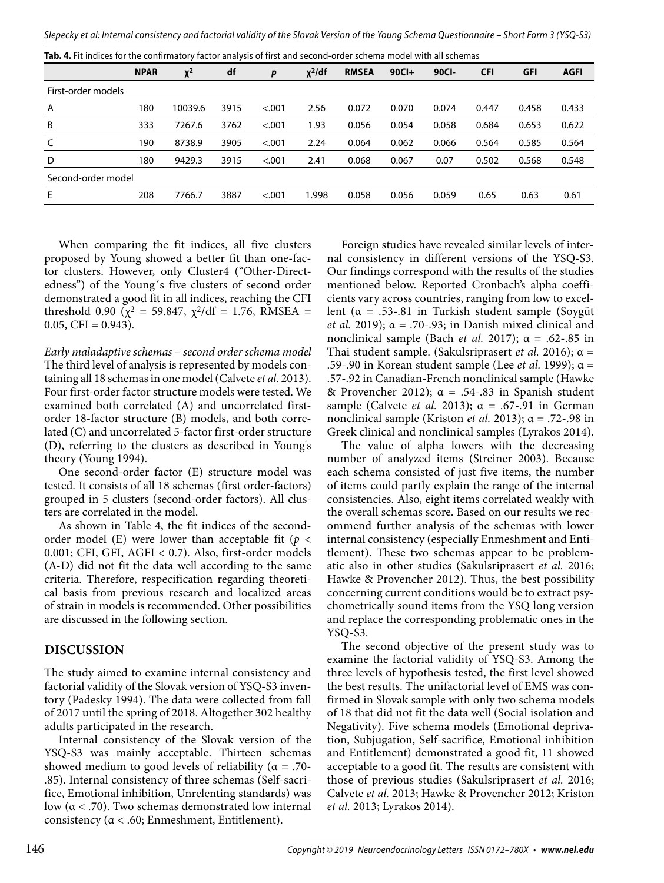**Tab. 4.** Fit indices for the confirmatory factor analysis of first and second-order schema model with all schemas

| | NPAR | $\chi^2$ | df | *p* | $\chi^2$/df | RMSEA | 90CI+ | 90CI- | CFI | GFI | AGFI |
|---|---|---|---|---|---|---|---|---|---|---|---|
| First-order models | | | | | | | | | | | |
| A | 180 | 10039.6 | 3915 | <.001 | 2.56 | 0.072 | 0.070 | 0.074 | 0.447 | 0.458 | 0.433 |
| B | 333 | 7267.6 | 3762 | <.001 | 1.93 | 0.056 | 0.054 | 0.058 | 0.684 | 0.653 | 0.622 |
| C | 190 | 8738.9 | 3905 | <.001 | 2.24 | 0.064 | 0.062 | 0.066 | 0.564 | 0.585 | 0.564 |
| D | 180 | 9429.3 | 3915 | <.001 | 2.41 | 0.068 | 0.067 | 0.07 | 0.502 | 0.568 | 0.548 |
| Second-order model | | | | | | | | | | | |
| E | 208 | 7766.7 | 3887 | <.001 | 1.998 | 0.058 | 0.056 | 0.059 | 0.65 | 0.63 | 0.61 |

When comparing the fit indices, all five clusters proposed by Young showed a better fit than one-factor clusters. However, only Cluster4 ("Other-Directedness") of the Young´s five clusters of second order demonstrated a good fit in all indices, reaching the CFI threshold 0.90 ($\chi^2$ = 59.847, $\chi^2$/df = 1.76, RMSEA = 0.05, CFI = 0.943).

*Early maladaptive schemas – second order schema model*
The third level of analysis is represented by models containing all 18 schemas in one model (Calvete *et al.* 2013). Four first-order factor structure models were tested. We examined both correlated (A) and uncorrelated first-order 18-factor structure (B) models, and both correlated (C) and uncorrelated 5-factor first-order structure (D), referring to the clusters as described in Young's theory (Young 1994).

One second-order factor (E) structure model was tested. It consists of all 18 schemas (first order-factors) grouped in 5 clusters (second-order factors). All clusters are correlated in the model.

As shown in Table 4, the fit indices of the second-order model (E) were lower than acceptable fit ($p <$ 0.001; CFI, GFI, AGFI < 0.7). Also, first-order models (A-D) did not fit the data well according to the same criteria. Therefore, respecification regarding theoretical basis from previous research and localized areas of strain in models is recommended. Other possibilities are discussed in the following section.

## DISCUSSION

The study aimed to examine internal consistency and factorial validity of the Slovak version of YSQ-S3 inventory (Padesky 1994). The data were collected from fall of 2017 until the spring of 2018. Altogether 302 healthy adults participated in the research.

Internal consistency of the Slovak version of the YSQ-S3 was mainly acceptable. Thirteen schemas showed medium to good levels of reliability (α = .70-.85). Internal consistency of three schemas (Self-sacrifice, Emotional inhibition, Unrelenting standards) was low (α < .70). Two schemas demonstrated low internal consistency (α < .60; Enmeshment, Entitlement).

Foreign studies have revealed similar levels of internal consistency in different versions of the YSQ-S3. Our findings correspond with the results of the studies mentioned below. Reported Cronbach's alpha coefficients vary across countries, ranging from low to excellent (α = .53-.81 in Turkish student sample (Soygüt *et al.* 2019); α = .70-.93; in Danish mixed clinical and nonclinical sample (Bach *et al.* 2017); α = .62-.85 in Thai student sample. (Sakulsriprasert *et al.* 2016); α = .59-.90 in Korean student sample (Lee *et al.* 1999); α = .57-.92 in Canadian-French nonclinical sample (Hawke & Provencher 2012); α = .54-.83 in Spanish student sample (Calvete *et al.* 2013); α = .67-.91 in German nonclinical sample (Kriston *et al.* 2013); α = .72-.98 in Greek clinical and nonclinical samples (Lyrakos 2014).

The value of alpha lowers with the decreasing number of analyzed items (Streiner 2003). Because each schema consisted of just five items, the number of items could partly explain the range of the internal consistencies. Also, eight items correlated weakly with the overall schemas score. Based on our results we recommend further analysis of the schemas with lower internal consistency (especially Enmeshment and Entitlement). These two schemas appear to be problematic also in other studies (Sakulsriprasert *et al.* 2016; Hawke & Provencher 2012). Thus, the best possibility concerning current conditions would be to extract psychometrically sound items from the YSQ long version and replace the corresponding problematic ones in the YSQ-S3.

The second objective of the present study was to examine the factorial validity of YSQ-S3. Among the three levels of hypothesis tested, the first level showed the best results. The unifactorial level of EMS was confirmed in Slovak sample with only two schema models of 18 that did not fit the data well (Social isolation and Negativity). Five schema models (Emotional deprivation, Subjugation, Self-sacrifice, Emotional inhibition and Entitlement) demonstrated a good fit, 11 showed acceptable to a good fit. The results are consistent with those of previous studies (Sakulsriprasert *et al.* 2016; Calvete *et al.* 2013; Hawke & Provencher 2012; Kriston *et al.* 2013; Lyrakos 2014).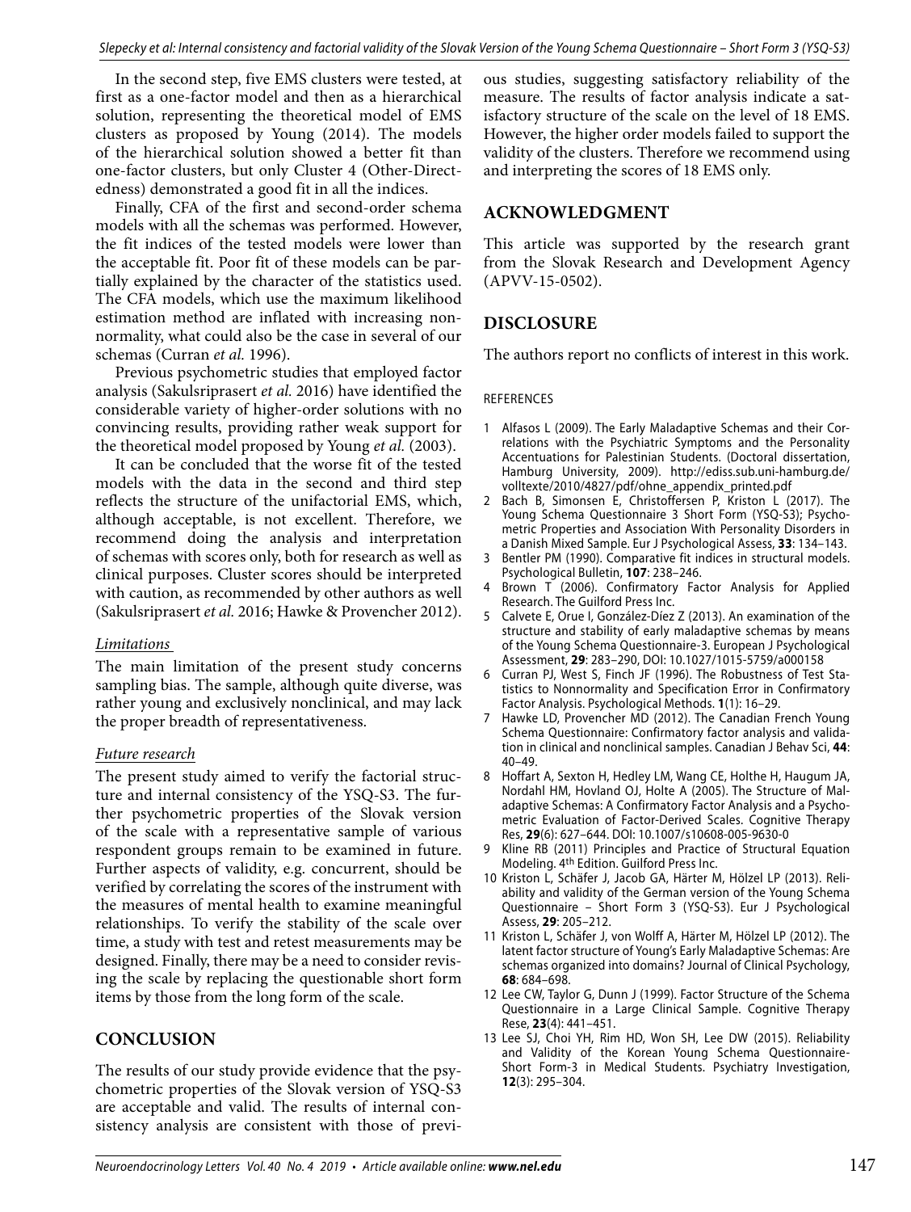In the second step, five EMS clusters were tested, at first as a one-factor model and then as a hierarchical solution, representing the theoretical model of EMS clusters as proposed by Young (2014). The models of the hierarchical solution showed a better fit than one-factor clusters, but only Cluster 4 (Other-Directedness) demonstrated a good fit in all the indices.

Finally, CFA of the first and second-order schema models with all the schemas was performed. However, the fit indices of the tested models were lower than the acceptable fit. Poor fit of these models can be partially explained by the character of the statistics used. The CFA models, which use the maximum likelihood estimation method are inflated with increasing nonnormality, what could also be the case in several of our schemas (Curran *et al.* 1996).

Previous psychometric studies that employed factor analysis (Sakulsriprasert *et al.* 2016) have identified the considerable variety of higher-order solutions with no convincing results, providing rather weak support for the theoretical model proposed by Young *et al.* (2003).

It can be concluded that the worse fit of the tested models with the data in the second and third step reflects the structure of the unifactorial EMS, which, although acceptable, is not excellent. Therefore, we recommend doing the analysis and interpretation of schemas with scores only, both for research as well as clinical purposes. Cluster scores should be interpreted with caution, as recommended by other authors as well (Sakulsriprasert *et al.* 2016; Hawke & Provencher 2012).

### Limitations

The main limitation of the present study concerns sampling bias. The sample, although quite diverse, was rather young and exclusively nonclinical, and may lack the proper breadth of representativeness.

### Future research

The present study aimed to verify the factorial structure and internal consistency of the YSQ-S3. The further psychometric properties of the Slovak version of the scale with a representative sample of various respondent groups remain to be examined in future. Further aspects of validity, e.g. concurrent, should be verified by correlating the scores of the instrument with the measures of mental health to examine meaningful relationships. To verify the stability of the scale over time, a study with test and retest measurements may be designed. Finally, there may be a need to consider revising the scale by replacing the questionable short form items by those from the long form of the scale.

## CONCLUSION

The results of our study provide evidence that the psychometric properties of the Slovak version of YSQ-S3 are acceptable and valid. The results of internal consistency analysis are consistent with those of previous studies, suggesting satisfactory reliability of the measure. The results of factor analysis indicate a satisfactory structure of the scale on the level of 18 EMS. However, the higher order models failed to support the validity of the clusters. Therefore we recommend using and interpreting the scores of 18 EMS only.

## ACKNOWLEDGMENT

This article was supported by the research grant from the Slovak Research and Development Agency (APVV-15-0502).

## DISCLOSURE

The authors report no conflicts of interest in this work.

REFERENCES

1. Alfasos L (2009). The Early Maladaptive Schemas and their Correlations with the Psychiatric Symptoms and the Personality Accentuations for Palestinian Students. (Doctoral dissertation, Hamburg University, 2009). http://ediss.sub.uni-hamburg.de/volltexte/2010/4827/pdf/ohne_appendix_printed.pdf
2. Bach B, Simonsen E, Christoffersen P, Kriston L (2017). The Young Schema Questionnaire 3 Short Form (YSQ-S3); Psychometric Properties and Association With Personality Disorders in a Danish Mixed Sample. Eur J Psychological Assess, **33**: 134–143.
3. Bentler PM (1990). Comparative fit indices in structural models. Psychological Bulletin, **107**: 238–246.
4. Brown T (2006). Confirmatory Factor Analysis for Applied Research. The Guilford Press Inc.
5. Calvete E, Orue I, González-Díez Z (2013). An examination of the structure and stability of early maladaptive schemas by means of the Young Schema Questionnaire-3. European J Psychological Assessment, **29**: 283–290, DOI: 10.1027/1015-5759/a000158
6. Curran PJ, West S, Finch JF (1996). The Robustness of Test Statistics to Nonnormality and Specification Error in Confirmatory Factor Analysis. Psychological Methods. **1**(1): 16–29.
7. Hawke LD, Provencher MD (2012). The Canadian French Young Schema Questionnaire: Confirmatory factor analysis and validation in clinical and nonclinical samples. Canadian J Behav Sci, **44**: 40–49.
8. Hoffart A, Sexton H, Hedley LM, Wang CE, Holthe H, Haugum JA, Nordahl HM, Hovland OJ, Holte A (2005). The Structure of Maladaptive Schemas: A Confirmatory Factor Analysis and a Psychometric Evaluation of Factor-Derived Scales. Cognitive Therapy Res, **29**(6): 627–644. DOI: 10.1007/s10608-005-9630-0
9. Kline RB (2011) Principles and Practice of Structural Equation Modeling. 4th Edition. Guilford Press Inc.
10. Kriston L, Schäfer J, Jacob GA, Härter M, Hölzel LP (2013). Reliability and validity of the German version of the Young Schema Questionnaire – Short Form 3 (YSQ-S3). Eur J Psychological Assess, **29**: 205–212.
11. Kriston L, Schäfer J, von Wolff A, Härter M, Hölzel LP (2012). The latent factor structure of Young's Early Maladaptive Schemas: Are schemas organized into domains? Journal of Clinical Psychology, **68**: 684–698.
12. Lee CW, Taylor G, Dunn J (1999). Factor Structure of the Schema Questionnaire in a Large Clinical Sample. Cognitive Therapy Rese, **23**(4): 441–451.
13. Lee SJ, Choi YH, Rim HD, Won SH, Lee DW (2015). Reliability and Validity of the Korean Young Schema Questionnaire-Short Form-3 in Medical Students. Psychiatry Investigation, **12**(3): 295–304.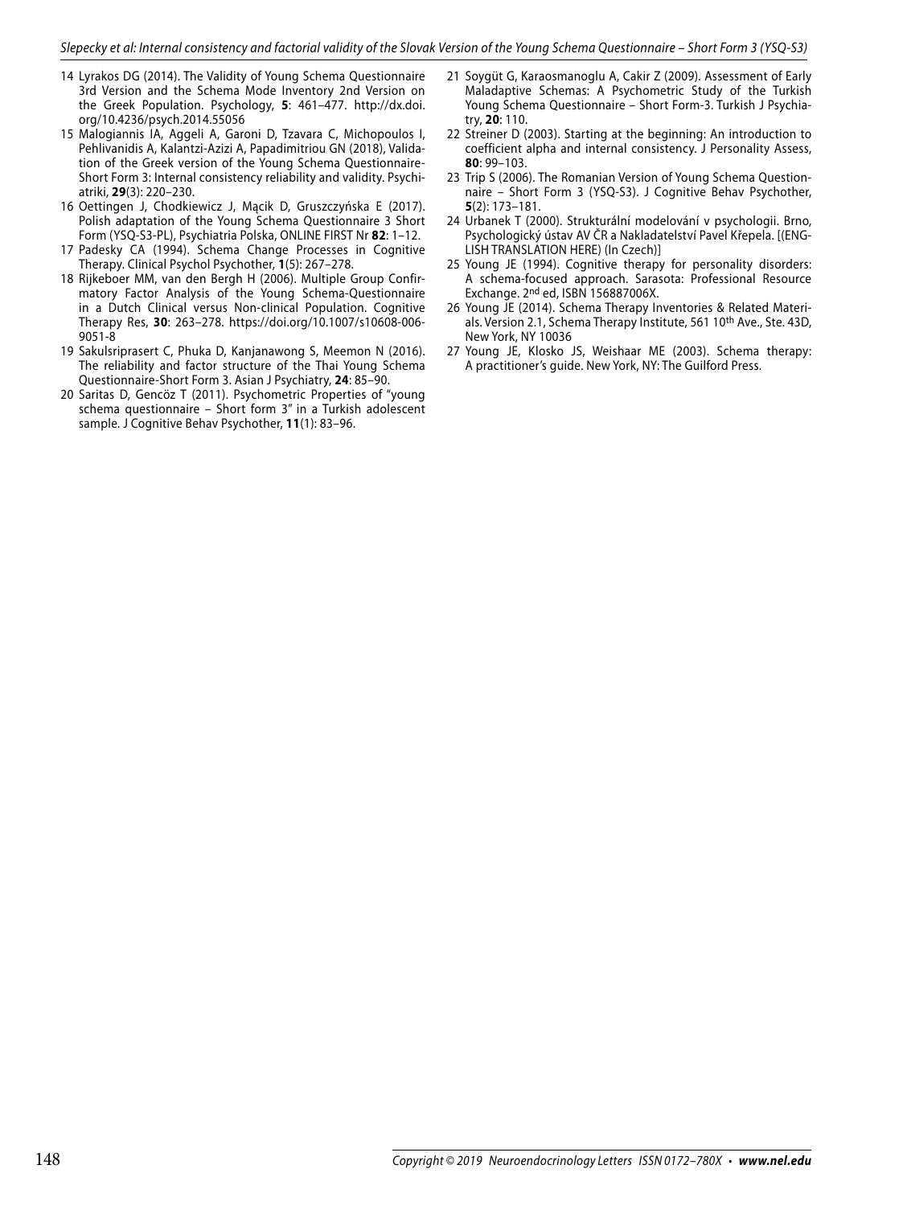14 Lyrakos DG (2014). The Validity of Young Schema Questionnaire 3rd Version and the Schema Mode Inventory 2nd Version on the Greek Population. Psychology, **5**: 461–477. http://dx.doi.org/10.4236/psych.2014.55056

15 Malogiannis IA, Aggeli A, Garoni D, Tzavara C, Michopoulos I, Pehlivanidis A, Kalantzi-Azizi A, Papadimitriou GN (2018), Validation of the Greek version of the Young Schema Questionnaire-Short Form 3: Internal consistency reliability and validity. Psychiatriki, **29**(3): 220–230.

16 Oettingen J, Chodkiewicz J, Mącik D, Gruszczyńska E (2017). Polish adaptation of the Young Schema Questionnaire 3 Short Form (YSQ-S3-PL), Psychiatria Polska, ONLINE FIRST Nr **82**: 1–12.

17 Padesky CA (1994). Schema Change Processes in Cognitive Therapy. Clinical Psychol Psychother, **1**(5): 267–278.

18 Rijkeboer MM, van den Bergh H (2006). Multiple Group Confirmatory Factor Analysis of the Young Schema-Questionnaire in a Dutch Clinical versus Non-clinical Population. Cognitive Therapy Res, **30**: 263–278. https://doi.org/10.1007/s10608-006-9051-8

19 Sakulsriprasert C, Phuka D, Kanjanawong S, Meemon N (2016). The reliability and factor structure of the Thai Young Schema Questionnaire-Short Form 3. Asian J Psychiatry, **24**: 85–90.

20 Saritas D, Gencöz T (2011). Psychometric Properties of "young schema questionnaire – Short form 3" in a Turkish adolescent sample. J Cognitive Behav Psychother, **11**(1): 83–96.

21 Soygüt G, Karaosmanoglu A, Cakir Z (2009). Assessment of Early Maladaptive Schemas: A Psychometric Study of the Turkish Young Schema Questionnaire – Short Form-3. Turkish J Psychiatry, **20**: 110.

22 Streiner D (2003). Starting at the beginning: An introduction to coefficient alpha and internal consistency. J Personality Assess, **80**: 99–103.

23 Trip S (2006). The Romanian Version of Young Schema Questionnaire – Short Form 3 (YSQ-S3). J Cognitive Behav Psychother, **5**(2): 173–181.

24 Urbanek T (2000). Strukturální modelování v psychologii. Brno, Psychologický ústav AV ČR a Nakladatelství Pavel Křepela. [(ENGLISH TRANSLATION HERE) (In Czech)]

25 Young JE (1994). Cognitive therapy for personality disorders: A schema-focused approach. Sarasota: Professional Resource Exchange. 2nd ed, ISBN 156887006X.

26 Young JE (2014). Schema Therapy Inventories & Related Materials. Version 2.1, Schema Therapy Institute, 561 10th Ave., Ste. 43D, New York, NY 10036

27 Young JE, Klosko JS, Weishaar ME (2003). Schema therapy: A practitioner's guide. New York, NY: The Guilford Press.